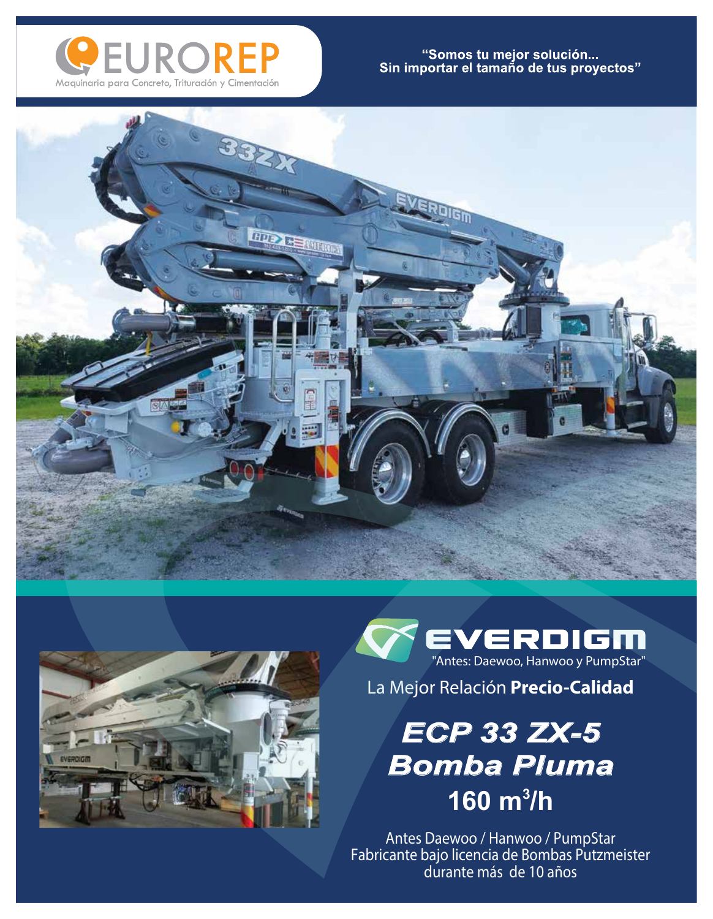# EUROREP

Maquinaria para Concreto, Trituración y Cimentación

**"Somos tu mejor solución... Sin importar el tamaño de tus proyectos"**

## EVERDIGM

"Antes: Daewoo, Hanwoo y PumpStar"

La Mejor Relación **Precio-Calidad**

# *ECP 33 ZX-5*
# *Bomba Pluma*
## 160 m$^3$/h

Antes Daewoo / Hanwoo / PumpStar
Fabricante bajo licencia de Bombas Putzmeister durante más de 10 años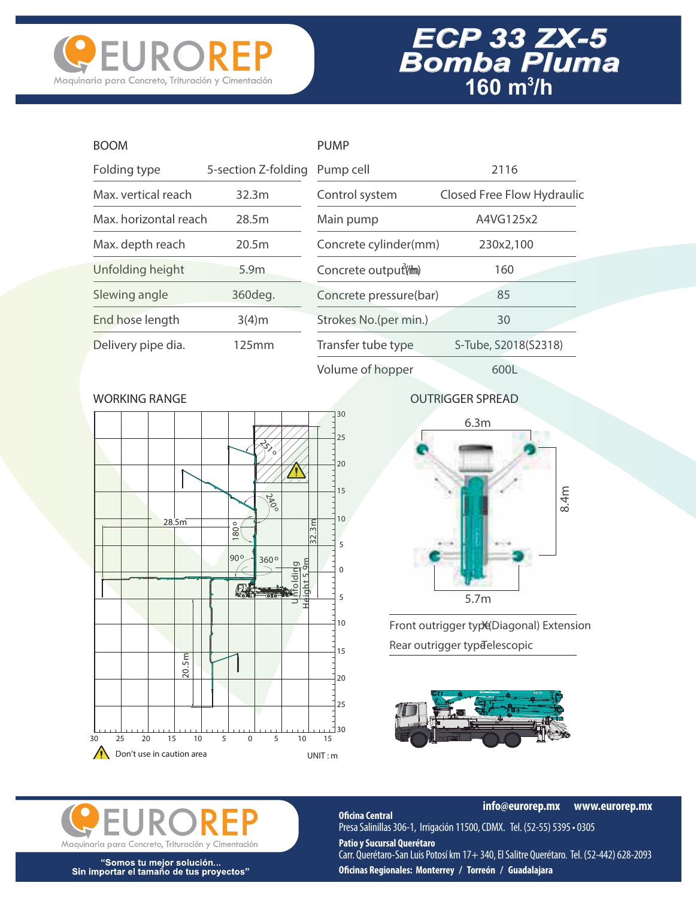# ECP 33 ZX-5 Bomba Pluma
## 160 $m^3$/h

EUROREP
Maquinaria para Concreto, Trituración y Cimentación

### BOOM

| | |
|---|---|
| Folding type | 5-section Z-folding |
| Max. vertical reach | 32.3m |
| Max. horizontal reach | 28.5m |
| Max. depth reach | 20.5m |
| Unfolding height | 5.9m |
| Slewing angle | 360deg. |
| End hose length | 3(4)m |
| Delivery pipe dia. | 125mm |

### PUMP

| | |
|---|---|
| Pump cell | 2116 |
| Control system | Closed Free Flow Hydraulic |
| Main pump | A4VG125x2 |
| Concrete cylinder(mm) | 230x2,100 |
| Concrete output($m^3$/h) | 160 |
| Concrete pressure(bar) | 85 |
| Strokes No.(per min.) | 30 |
| Transfer tube type | S-Tube, S2018(S2318) |
| Volume of hopper | 600L |

### WORKING RANGE

251°
240°
180°
90°
360°
28.5m
32.3m
20.5m
Unfolding Height 5.9m
30 25 20 15 10 5 0 5 10 15

Don't use in caution area

UNIT : m

### OUTRIGGER SPREAD

6.3m
8.4m
5.7m

| | |
|---|---|
| Front outrigger type | X(Diagonal) Extension |
| Rear outrigger type | Telescopic |

EUROREP
Maquinaria para Concreto, Trituración y Cimentación

"Somos tu mejor solución...
Sin importar el tamaño de tus proyectos"

info@eurorep.mx www.eurorep.mx

**Oficina Central**
Presa Salinillas 306-1, Irrigación 11500, CDMX. Tel. (52-55) 5395 • 0305

**Patio y Sucursal Querétaro**
Carr. Querétaro-San Luis Potosí km 17+ 340, El Salitre Querétaro. Tel. (52-442) 628-2093

**Oficinas Regionales: Monterrey / Torreón / Guadalajara**